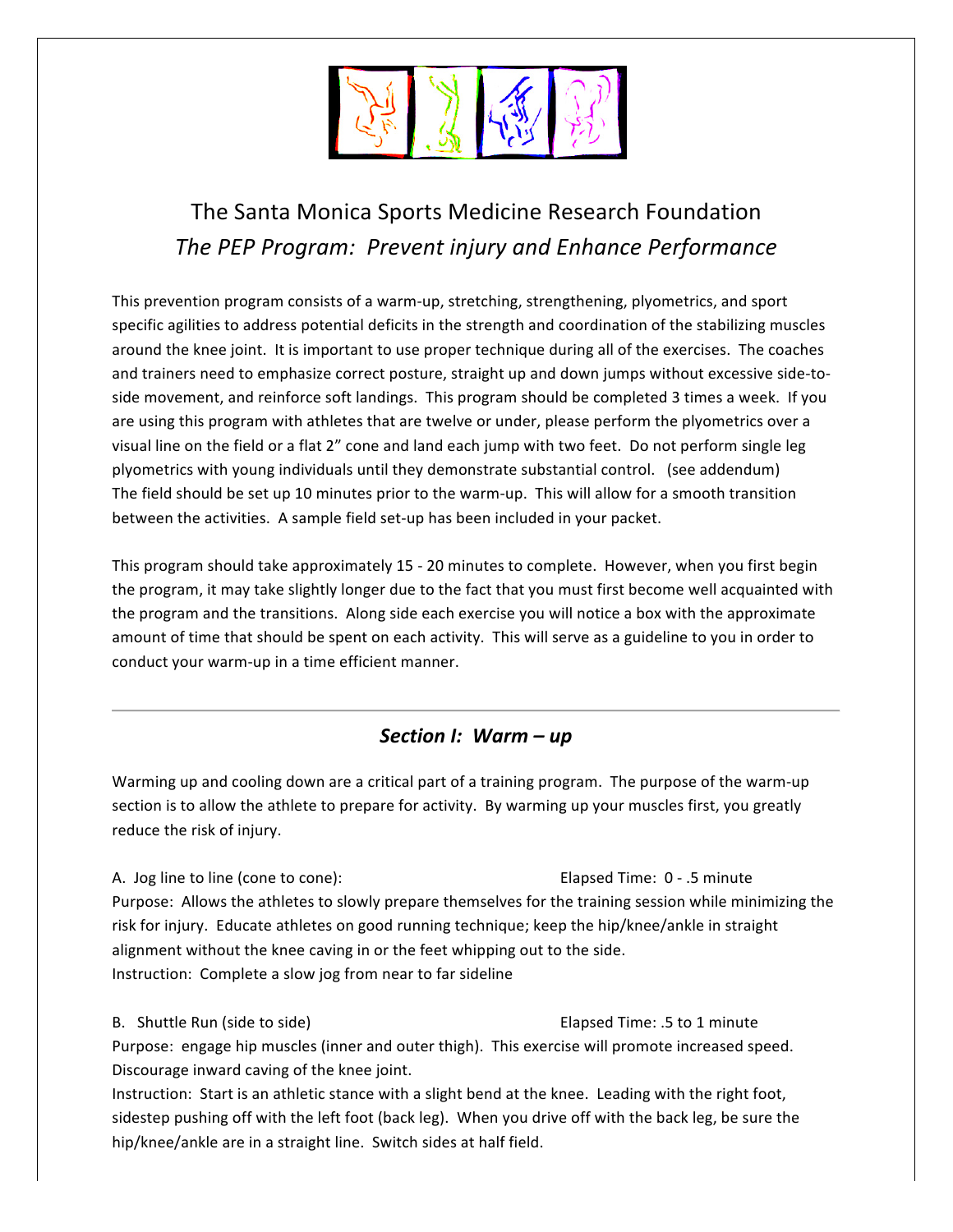# The Santa Monica Sports Medicine Research Foundation

## *The PEP Program: Prevent injury and Enhance Performance*

This prevention program consists of a warm-up, stretching, strengthening, plyometrics, and sport specific agilities to address potential deficits in the strength and coordination of the stabilizing muscles around the knee joint. It is important to use proper technique during all of the exercises. The coaches and trainers need to emphasize correct posture, straight up and down jumps without excessive side-to-side movement, and reinforce soft landings. This program should be completed 3 times a week. If you are using this program with athletes that are twelve or under, please perform the plyometrics over a visual line on the field or a flat 2" cone and land each jump with two feet. Do not perform single leg plyometrics with young individuals until they demonstrate substantial control. (see addendum) The field should be set up 10 minutes prior to the warm-up. This will allow for a smooth transition between the activities. A sample field set-up has been included in your packet.

This program should take approximately 15 - 20 minutes to complete. However, when you first begin the program, it may take slightly longer due to the fact that you must first become well acquainted with the program and the transitions. Along side each exercise you will notice a box with the approximate amount of time that should be spent on each activity. This will serve as a guideline to you in order to conduct your warm-up in a time efficient manner.

---

## *Section I: Warm – up*

Warming up and cooling down are a critical part of a training program. The purpose of the warm-up section is to allow the athlete to prepare for activity. By warming up your muscles first, you greatly reduce the risk of injury.

A. Jog line to line (cone to cone): Elapsed Time: 0 - .5 minute

Purpose: Allows the athletes to slowly prepare themselves for the training session while minimizing the risk for injury. Educate athletes on good running technique; keep the hip/knee/ankle in straight alignment without the knee caving in or the feet whipping out to the side.

Instruction: Complete a slow jog from near to far sideline

B. Shuttle Run (side to side) Elapsed Time: .5 to 1 minute

Purpose: engage hip muscles (inner and outer thigh). This exercise will promote increased speed. Discourage inward caving of the knee joint.

Instruction: Start is an athletic stance with a slight bend at the knee. Leading with the right foot, sidestep pushing off with the left foot (back leg). When you drive off with the back leg, be sure the hip/knee/ankle are in a straight line. Switch sides at half field.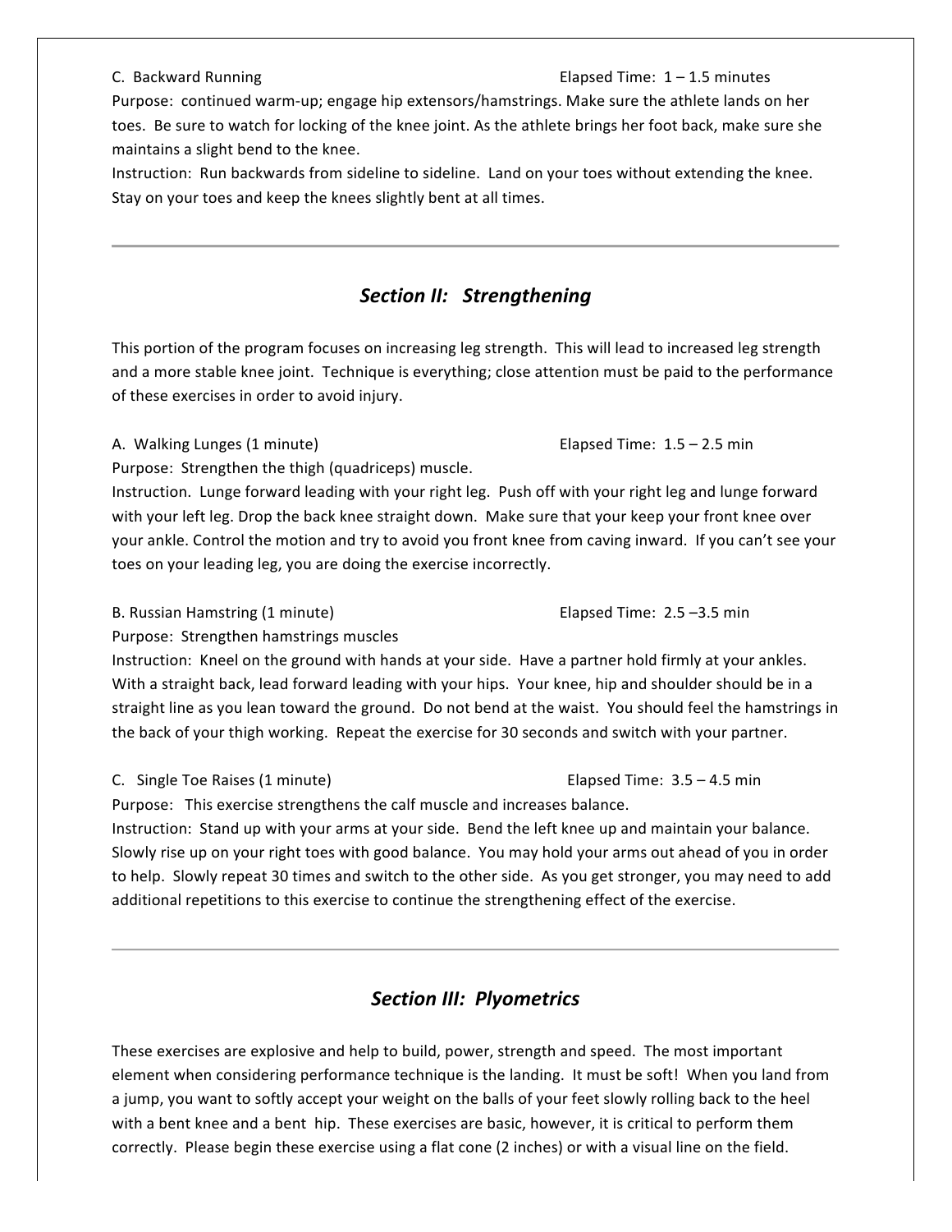C. Backward Running Elapsed Time: 1 – 1.5 minutes

Purpose: continued warm-up; engage hip extensors/hamstrings. Make sure the athlete lands on her toes. Be sure to watch for locking of the knee joint. As the athlete brings her foot back, make sure she maintains a slight bend to the knee.

Instruction: Run backwards from sideline to sideline. Land on your toes without extending the knee. Stay on your toes and keep the knees slightly bent at all times.

---

## *Section II: Strengthening*

This portion of the program focuses on increasing leg strength. This will lead to increased leg strength and a more stable knee joint. Technique is everything; close attention must be paid to the performance of these exercises in order to avoid injury.

A. Walking Lunges (1 minute) Elapsed Time: 1.5 – 2.5 min

Purpose: Strengthen the thigh (quadriceps) muscle.

Instruction. Lunge forward leading with your right leg. Push off with your right leg and lunge forward with your left leg. Drop the back knee straight down. Make sure that your keep your front knee over your ankle. Control the motion and try to avoid you front knee from caving inward. If you can't see your toes on your leading leg, you are doing the exercise incorrectly.

B. Russian Hamstring (1 minute) Elapsed Time: 2.5 –3.5 min

Purpose: Strengthen hamstrings muscles

Instruction: Kneel on the ground with hands at your side. Have a partner hold firmly at your ankles. With a straight back, lead forward leading with your hips. Your knee, hip and shoulder should be in a straight line as you lean toward the ground. Do not bend at the waist. You should feel the hamstrings in the back of your thigh working. Repeat the exercise for 30 seconds and switch with your partner.

C. Single Toe Raises (1 minute) Elapsed Time: 3.5 – 4.5 min

Purpose: This exercise strengthens the calf muscle and increases balance.

Instruction: Stand up with your arms at your side. Bend the left knee up and maintain your balance. Slowly rise up on your right toes with good balance. You may hold your arms out ahead of you in order to help. Slowly repeat 30 times and switch to the other side. As you get stronger, you may need to add additional repetitions to this exercise to continue the strengthening effect of the exercise.

---

## *Section III: Plyometrics*

These exercises are explosive and help to build, power, strength and speed. The most important element when considering performance technique is the landing. It must be soft! When you land from a jump, you want to softly accept your weight on the balls of your feet slowly rolling back to the heel with a bent knee and a bent hip. These exercises are basic, however, it is critical to perform them correctly. Please begin these exercise using a flat cone (2 inches) or with a visual line on the field.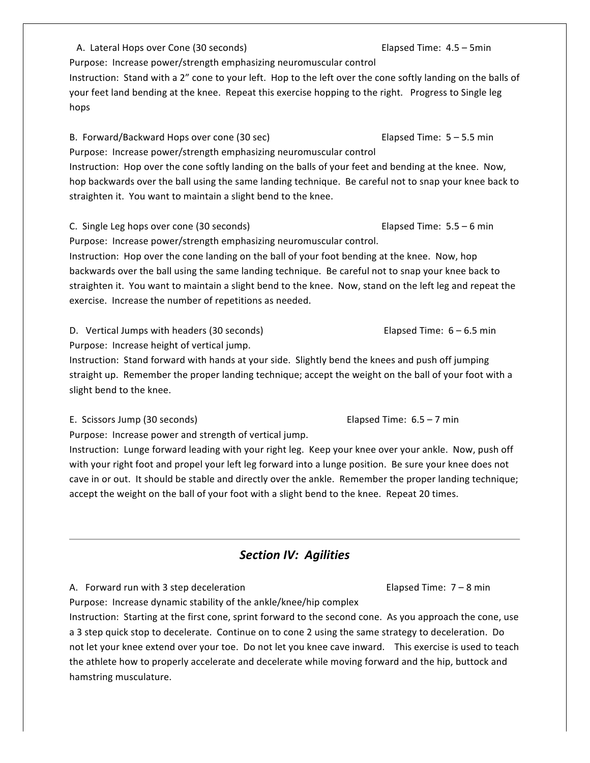A. Lateral Hops over Cone (30 seconds) Elapsed Time: 4.5 – 5min

Purpose: Increase power/strength emphasizing neuromuscular control

Instruction: Stand with a 2" cone to your left. Hop to the left over the cone softly landing on the balls of your feet land bending at the knee. Repeat this exercise hopping to the right. Progress to Single leg hops

B. Forward/Backward Hops over cone (30 sec) Elapsed Time: 5 – 5.5 min

Purpose: Increase power/strength emphasizing neuromuscular control

Instruction: Hop over the cone softly landing on the balls of your feet and bending at the knee. Now, hop backwards over the ball using the same landing technique. Be careful not to snap your knee back to straighten it. You want to maintain a slight bend to the knee.

C. Single Leg hops over cone (30 seconds) Elapsed Time: 5.5 – 6 min

Purpose: Increase power/strength emphasizing neuromuscular control.

Instruction: Hop over the cone landing on the ball of your foot bending at the knee. Now, hop backwards over the ball using the same landing technique. Be careful not to snap your knee back to straighten it. You want to maintain a slight bend to the knee. Now, stand on the left leg and repeat the exercise. Increase the number of repetitions as needed.

D. Vertical Jumps with headers (30 seconds) Elapsed Time: 6 – 6.5 min

Purpose: Increase height of vertical jump.

Instruction: Stand forward with hands at your side. Slightly bend the knees and push off jumping straight up. Remember the proper landing technique; accept the weight on the ball of your foot with a slight bend to the knee.

E. Scissors Jump (30 seconds) Elapsed Time: 6.5 – 7 min

Purpose: Increase power and strength of vertical jump.

Instruction: Lunge forward leading with your right leg. Keep your knee over your ankle. Now, push off with your right foot and propel your left leg forward into a lunge position. Be sure your knee does not cave in or out. It should be stable and directly over the ankle. Remember the proper landing technique; accept the weight on the ball of your foot with a slight bend to the knee. Repeat 20 times.

---

## *Section IV: Agilities*

A. Forward run with 3 step deceleration Elapsed Time: 7 – 8 min

Purpose: Increase dynamic stability of the ankle/knee/hip complex

Instruction: Starting at the first cone, sprint forward to the second cone. As you approach the cone, use a 3 step quick stop to decelerate. Continue on to cone 2 using the same strategy to deceleration. Do not let your knee extend over your toe. Do not let you knee cave inward. This exercise is used to teach the athlete how to properly accelerate and decelerate while moving forward and the hip, buttock and hamstring musculature.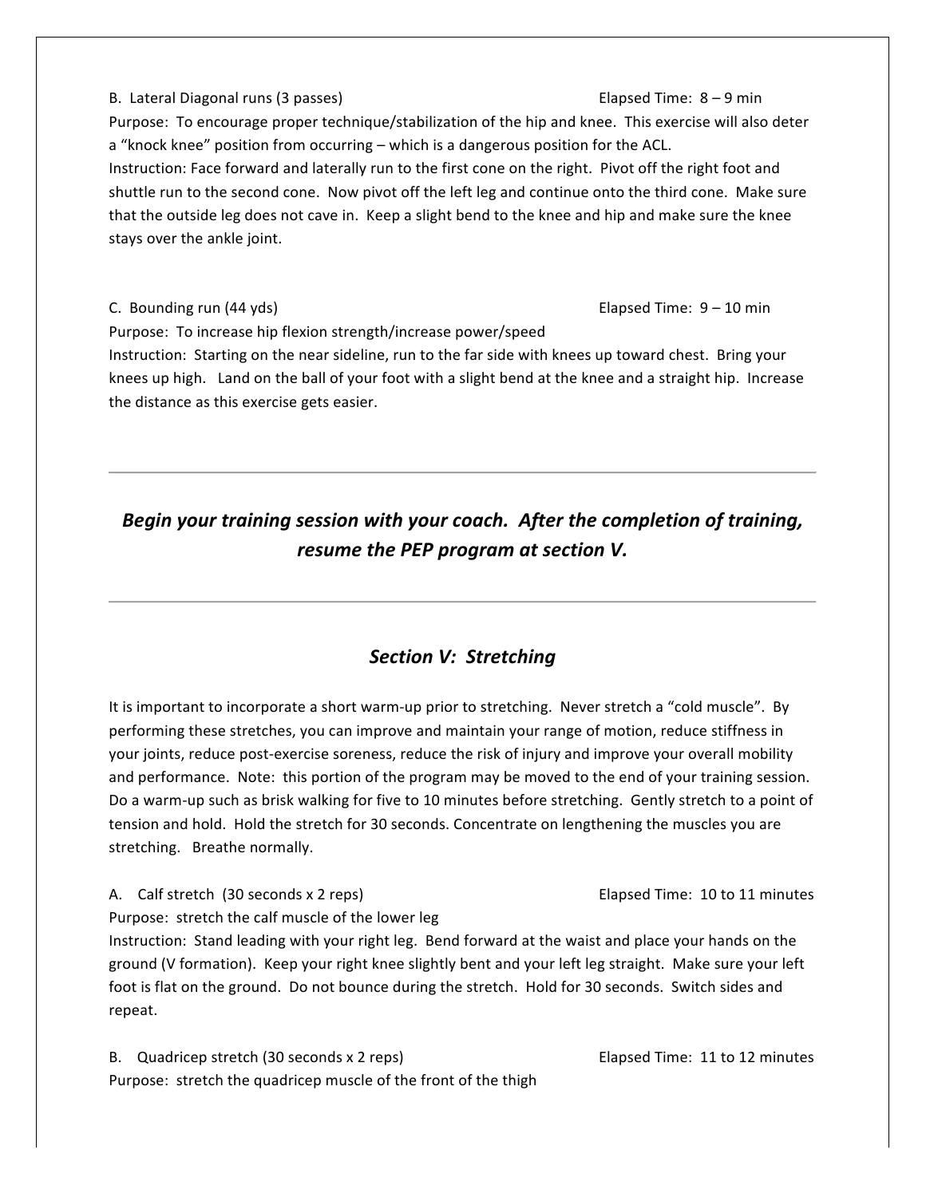B. Lateral Diagonal runs (3 passes) Elapsed Time: 8 – 9 min

Purpose: To encourage proper technique/stabilization of the hip and knee. This exercise will also deter a "knock knee" position from occurring – which is a dangerous position for the ACL.

Instruction: Face forward and laterally run to the first cone on the right. Pivot off the right foot and shuttle run to the second cone. Now pivot off the left leg and continue onto the third cone. Make sure that the outside leg does not cave in. Keep a slight bend to the knee and hip and make sure the knee stays over the ankle joint.

C. Bounding run (44 yds) Elapsed Time: 9 – 10 min

Purpose: To increase hip flexion strength/increase power/speed

Instruction: Starting on the near sideline, run to the far side with knees up toward chest. Bring your knees up high. Land on the ball of your foot with a slight bend at the knee and a straight hip. Increase the distance as this exercise gets easier.

---

***Begin your training session with your coach. After the completion of training, resume the PEP program at section V.***

---

## *Section V: Stretching*

It is important to incorporate a short warm-up prior to stretching. Never stretch a "cold muscle". By performing these stretches, you can improve and maintain your range of motion, reduce stiffness in your joints, reduce post-exercise soreness, reduce the risk of injury and improve your overall mobility and performance. Note: this portion of the program may be moved to the end of your training session. Do a warm-up such as brisk walking for five to 10 minutes before stretching. Gently stretch to a point of tension and hold. Hold the stretch for 30 seconds. Concentrate on lengthening the muscles you are stretching. Breathe normally.

A. Calf stretch (30 seconds x 2 reps) Elapsed Time: 10 to 11 minutes

Purpose: stretch the calf muscle of the lower leg

Instruction: Stand leading with your right leg. Bend forward at the waist and place your hands on the ground (V formation). Keep your right knee slightly bent and your left leg straight. Make sure your left foot is flat on the ground. Do not bounce during the stretch. Hold for 30 seconds. Switch sides and repeat.

B. Quadricep stretch (30 seconds x 2 reps) Elapsed Time: 11 to 12 minutes

Purpose: stretch the quadricep muscle of the front of the thigh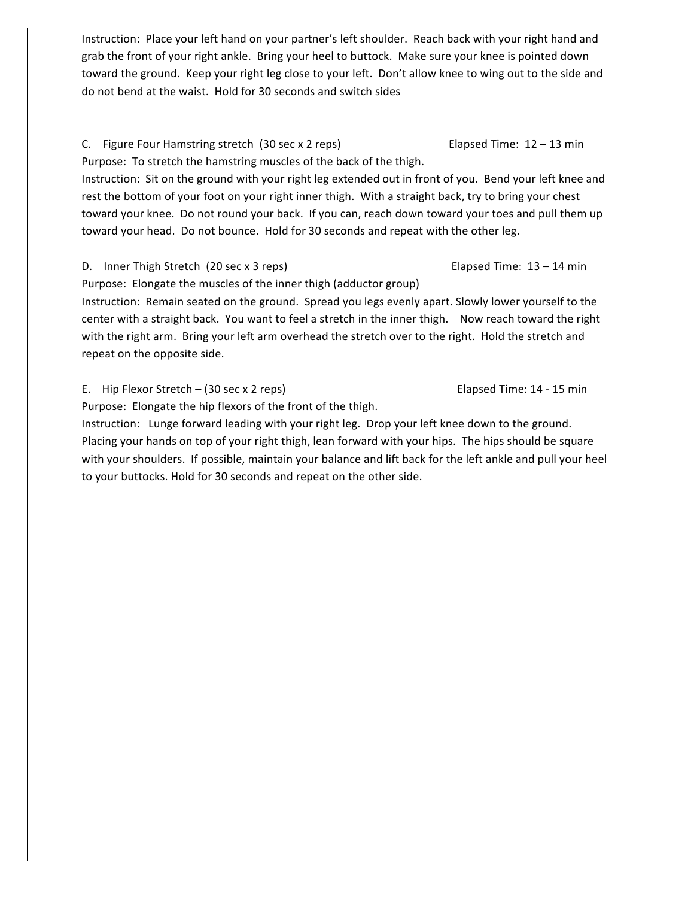Instruction: Place your left hand on your partner's left shoulder. Reach back with your right hand and grab the front of your right ankle. Bring your heel to buttock. Make sure your knee is pointed down toward the ground. Keep your right leg close to your left. Don't allow knee to wing out to the side and do not bend at the waist. Hold for 30 seconds and switch sides

C. Figure Four Hamstring stretch (30 sec x 2 reps) Elapsed Time: 12 – 13 min

Purpose: To stretch the hamstring muscles of the back of the thigh.

Instruction: Sit on the ground with your right leg extended out in front of you. Bend your left knee and rest the bottom of your foot on your right inner thigh. With a straight back, try to bring your chest toward your knee. Do not round your back. If you can, reach down toward your toes and pull them up toward your head. Do not bounce. Hold for 30 seconds and repeat with the other leg.

D. Inner Thigh Stretch (20 sec x 3 reps) Elapsed Time: 13 – 14 min

Purpose: Elongate the muscles of the inner thigh (adductor group)

Instruction: Remain seated on the ground. Spread you legs evenly apart. Slowly lower yourself to the center with a straight back. You want to feel a stretch in the inner thigh. Now reach toward the right with the right arm. Bring your left arm overhead the stretch over to the right. Hold the stretch and repeat on the opposite side.

E. Hip Flexor Stretch – (30 sec x 2 reps) Elapsed Time: 14 - 15 min

Purpose: Elongate the hip flexors of the front of the thigh.

Instruction: Lunge forward leading with your right leg. Drop your left knee down to the ground. Placing your hands on top of your right thigh, lean forward with your hips. The hips should be square with your shoulders. If possible, maintain your balance and lift back for the left ankle and pull your heel to your buttocks. Hold for 30 seconds and repeat on the other side.